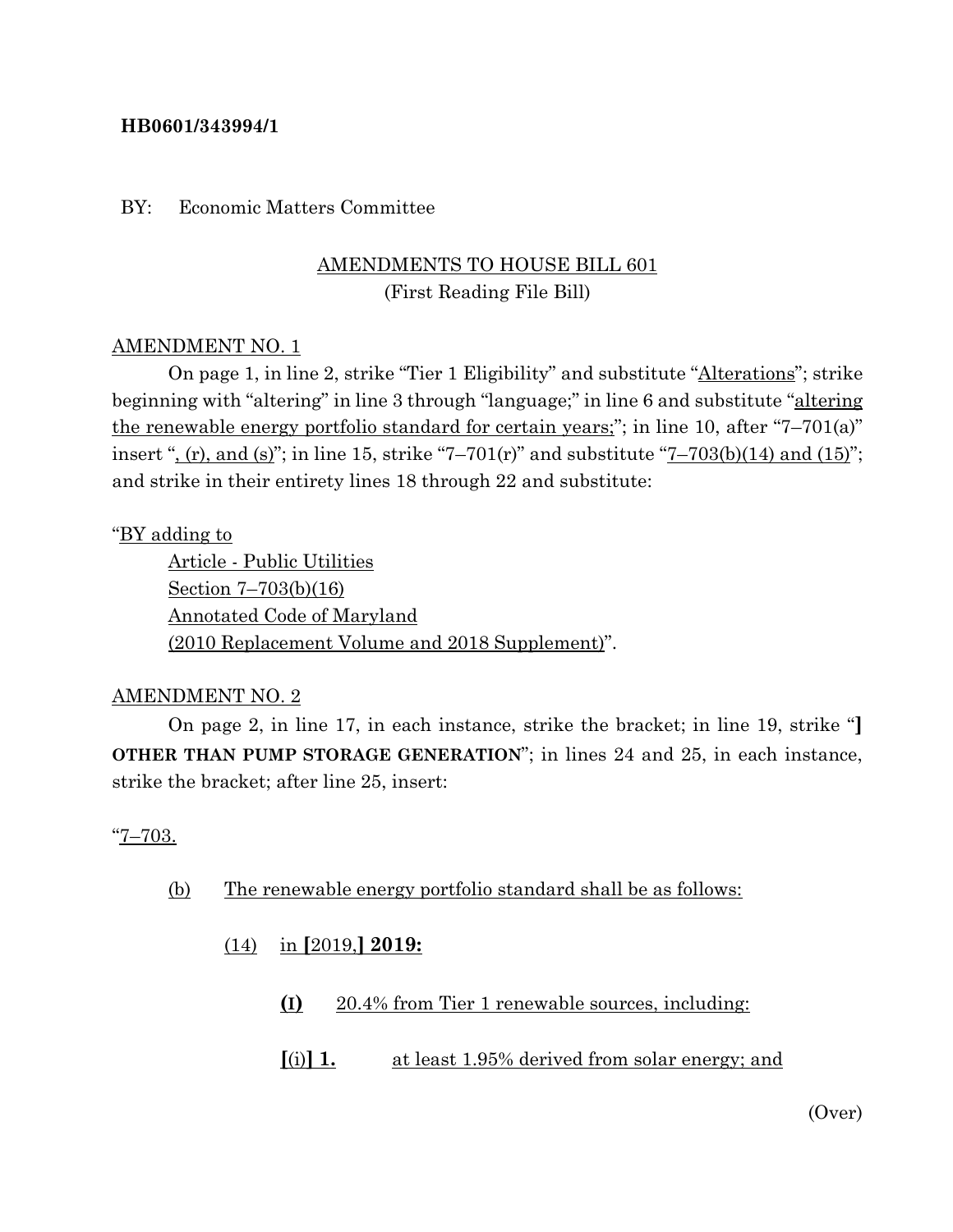**HB0601/343994/1**

BY: Economic Matters Committee

AMENDMENTS TO HOUSE BILL 601
(First Reading File Bill)

AMENDMENT NO. 1

On page 1, in line 2, strike "Tier 1 Eligibility" and substitute "Alterations"; strike beginning with "altering" in line 3 through "language;" in line 6 and substitute "altering the renewable energy portfolio standard for certain years;"; in line 10, after "7–701(a)" insert ", (r), and (s)"; in line 15, strike "7–701(r)" and substitute "7–703(b)(14) and (15)"; and strike in their entirety lines 18 through 22 and substitute:

"BY adding to
Article - Public Utilities
Section 7–703(b)(16)
Annotated Code of Maryland
(2010 Replacement Volume and 2018 Supplement)".

AMENDMENT NO. 2

On page 2, in line 17, in each instance, strike the bracket; in line 19, strike "**] OTHER THAN PUMP STORAGE GENERATION**"; in lines 24 and 25, in each instance, strike the bracket; after line 25, insert:

"7–703.

(b) The renewable energy portfolio standard shall be as follows:

(14) in **[**2019,**] 2019:**

**(I)** 20.4% from Tier 1 renewable sources, including:

**[**(i)**] 1.** at least 1.95% derived from solar energy; and

(Over)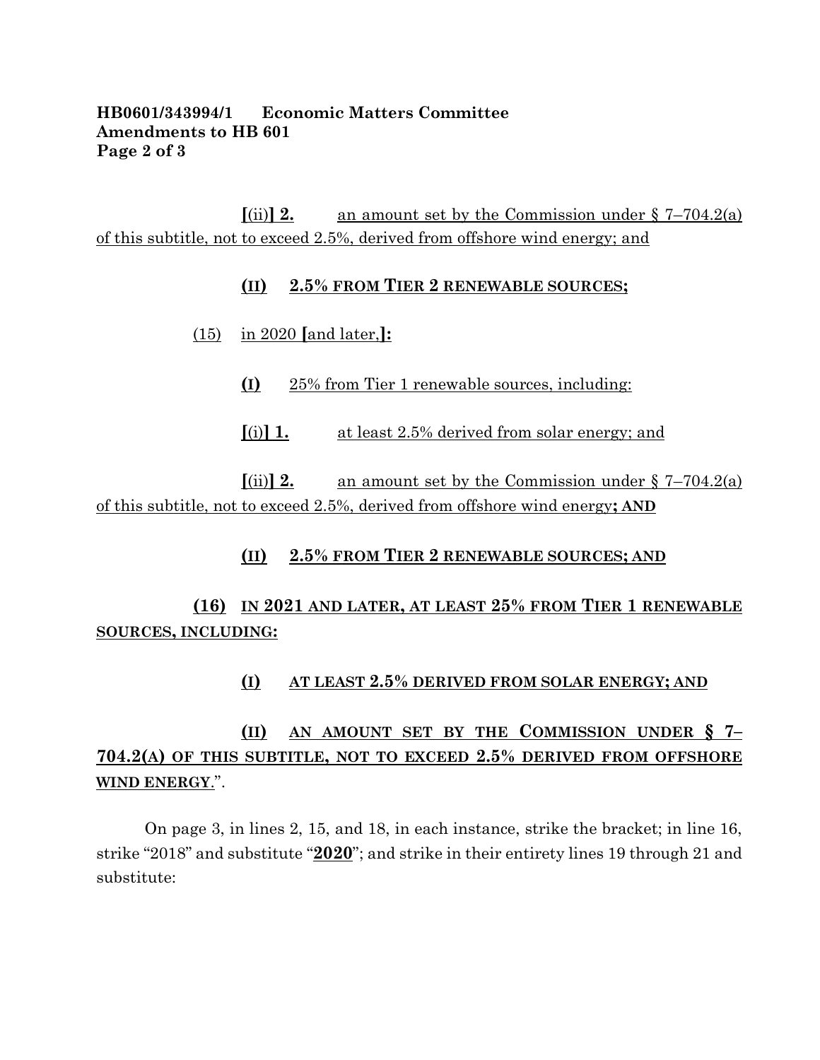[(ii)] **2.** an amount set by the Commission under § 7–704.2(a) of this subtitle, not to exceed 2.5%, derived from offshore wind energy; and

**(II) 2.5% FROM TIER 2 RENEWABLE SOURCES;**

(15) in 2020 [and later,]**:**

**(I)** 25% from Tier 1 renewable sources, including:

[(i)] **1.** at least 2.5% derived from solar energy; and

[(ii)] **2.** an amount set by the Commission under § 7–704.2(a) of this subtitle, not to exceed 2.5%, derived from offshore wind energy**; AND**

**(II) 2.5% FROM TIER 2 RENEWABLE SOURCES; AND**

**(16) IN 2021 AND LATER, AT LEAST 25% FROM TIER 1 RENEWABLE SOURCES, INCLUDING:**

**(I) AT LEAST 2.5% DERIVED FROM SOLAR ENERGY; AND**

**(II) AN AMOUNT SET BY THE COMMISSION UNDER § 7–704.2(A) OF THIS SUBTITLE, NOT TO EXCEED 2.5% DERIVED FROM OFFSHORE WIND ENERGY**.".

On page 3, in lines 2, 15, and 18, in each instance, strike the bracket; in line 16, strike "2018" and substitute "**2020**"; and strike in their entirety lines 19 through 21 and substitute: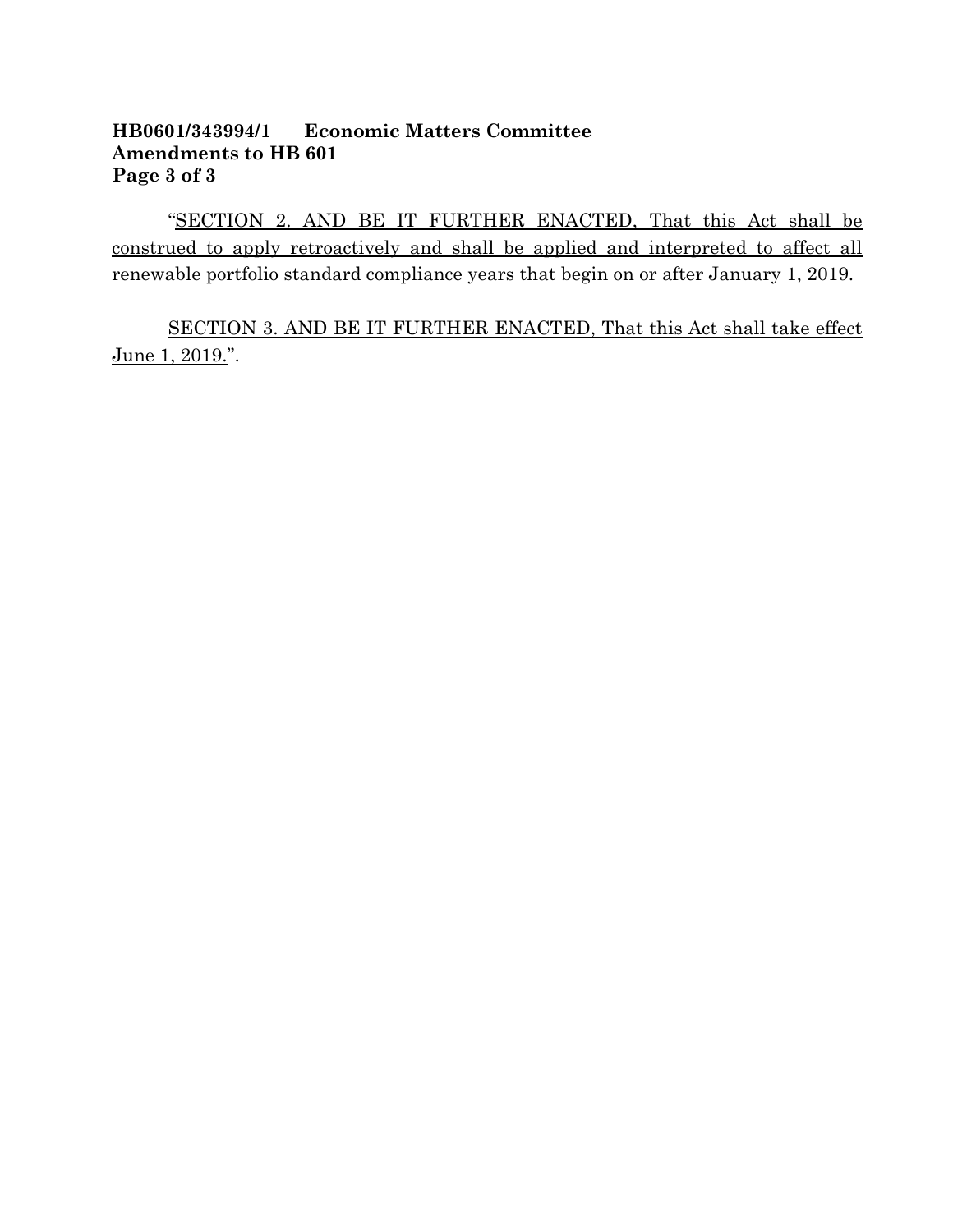"SECTION 2. AND BE IT FURTHER ENACTED, That this Act shall be construed to apply retroactively and shall be applied and interpreted to affect all renewable portfolio standard compliance years that begin on or after January 1, 2019.

SECTION 3. AND BE IT FURTHER ENACTED, That this Act shall take effect June 1, 2019.".